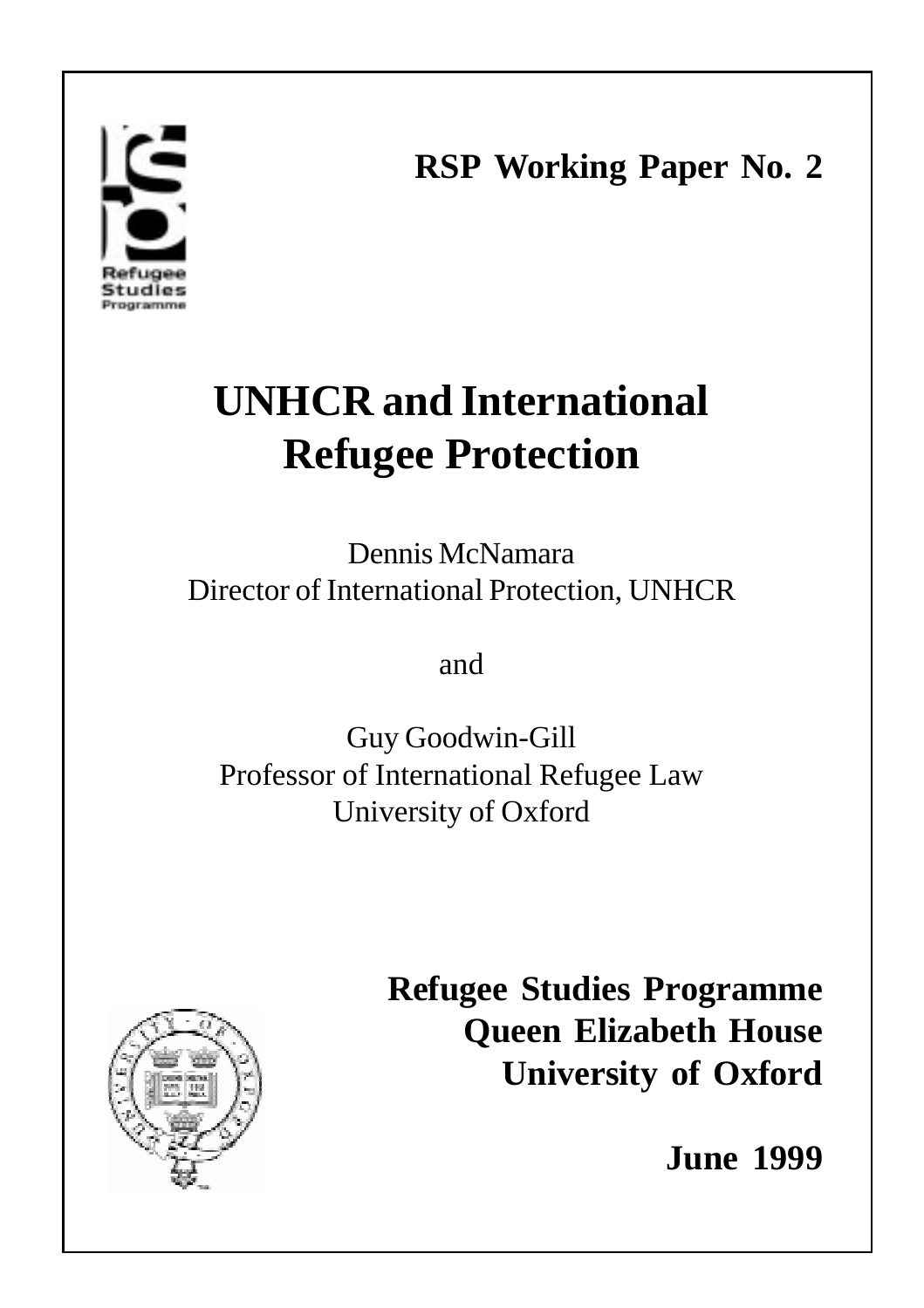**RSP Working Paper No. 2**

# UNHCR and International Refugee Protection

Dennis McNamara
Director of International Protection, UNHCR

and

Guy Goodwin-Gill
Professor of International Refugee Law
University of Oxford

**Refugee Studies Programme**
**Queen Elizabeth House**
**University of Oxford**

**June 1999**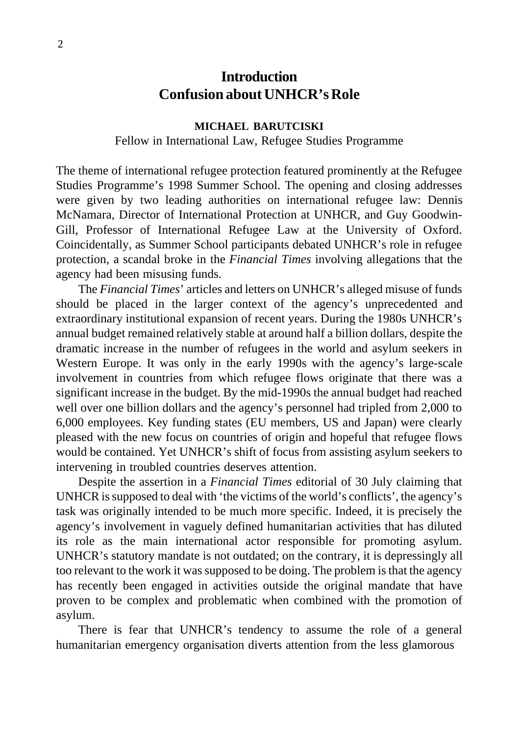# Introduction
# Confusion about UNHCR's Role

**MICHAEL BARUTCISKI**

Fellow in International Law, Refugee Studies Programme

The theme of international refugee protection featured prominently at the Refugee Studies Programme's 1998 Summer School. The opening and closing addresses were given by two leading authorities on international refugee law: Dennis McNamara, Director of International Protection at UNHCR, and Guy Goodwin-Gill, Professor of International Refugee Law at the University of Oxford. Coincidentally, as Summer School participants debated UNHCR's role in refugee protection, a scandal broke in the *Financial Times* involving allegations that the agency had been misusing funds.

The *Financial Times*' articles and letters on UNHCR's alleged misuse of funds should be placed in the larger context of the agency's unprecedented and extraordinary institutional expansion of recent years. During the 1980s UNHCR's annual budget remained relatively stable at around half a billion dollars, despite the dramatic increase in the number of refugees in the world and asylum seekers in Western Europe. It was only in the early 1990s with the agency's large-scale involvement in countries from which refugee flows originate that there was a significant increase in the budget. By the mid-1990s the annual budget had reached well over one billion dollars and the agency's personnel had tripled from 2,000 to 6,000 employees. Key funding states (EU members, US and Japan) were clearly pleased with the new focus on countries of origin and hopeful that refugee flows would be contained. Yet UNHCR's shift of focus from assisting asylum seekers to intervening in troubled countries deserves attention.

Despite the assertion in a *Financial Times* editorial of 30 July claiming that UNHCR is supposed to deal with 'the victims of the world's conflicts', the agency's task was originally intended to be much more specific. Indeed, it is precisely the agency's involvement in vaguely defined humanitarian activities that has diluted its role as the main international actor responsible for promoting asylum. UNHCR's statutory mandate is not outdated; on the contrary, it is depressingly all too relevant to the work it was supposed to be doing. The problem is that the agency has recently been engaged in activities outside the original mandate that have proven to be complex and problematic when combined with the promotion of asylum.

There is fear that UNHCR's tendency to assume the role of a general humanitarian emergency organisation diverts attention from the less glamorous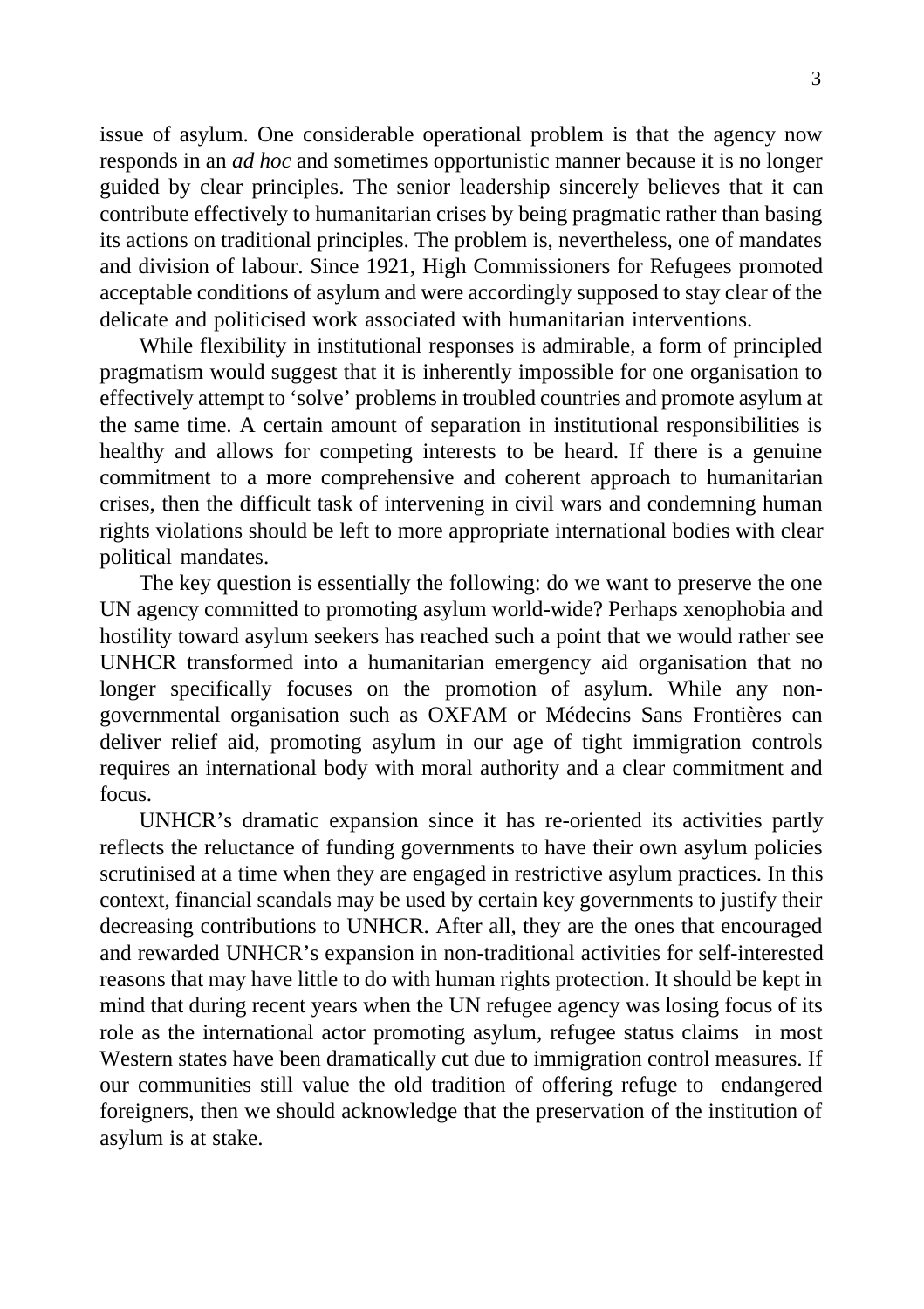issue of asylum. One considerable operational problem is that the agency now responds in an *ad hoc* and sometimes opportunistic manner because it is no longer guided by clear principles. The senior leadership sincerely believes that it can contribute effectively to humanitarian crises by being pragmatic rather than basing its actions on traditional principles. The problem is, nevertheless, one of mandates and division of labour. Since 1921, High Commissioners for Refugees promoted acceptable conditions of asylum and were accordingly supposed to stay clear of the delicate and politicised work associated with humanitarian interventions.

While flexibility in institutional responses is admirable, a form of principled pragmatism would suggest that it is inherently impossible for one organisation to effectively attempt to 'solve' problems in troubled countries and promote asylum at the same time. A certain amount of separation in institutional responsibilities is healthy and allows for competing interests to be heard. If there is a genuine commitment to a more comprehensive and coherent approach to humanitarian crises, then the difficult task of intervening in civil wars and condemning human rights violations should be left to more appropriate international bodies with clear political mandates.

The key question is essentially the following: do we want to preserve the one UN agency committed to promoting asylum world-wide? Perhaps xenophobia and hostility toward asylum seekers has reached such a point that we would rather see UNHCR transformed into a humanitarian emergency aid organisation that no longer specifically focuses on the promotion of asylum. While any non-governmental organisation such as OXFAM or Médecins Sans Frontières can deliver relief aid, promoting asylum in our age of tight immigration controls requires an international body with moral authority and a clear commitment and focus.

UNHCR's dramatic expansion since it has re-oriented its activities partly reflects the reluctance of funding governments to have their own asylum policies scrutinised at a time when they are engaged in restrictive asylum practices. In this context, financial scandals may be used by certain key governments to justify their decreasing contributions to UNHCR. After all, they are the ones that encouraged and rewarded UNHCR's expansion in non-traditional activities for self-interested reasons that may have little to do with human rights protection. It should be kept in mind that during recent years when the UN refugee agency was losing focus of its role as the international actor promoting asylum, refugee status claims in most Western states have been dramatically cut due to immigration control measures. If our communities still value the old tradition of offering refuge to endangered foreigners, then we should acknowledge that the preservation of the institution of asylum is at stake.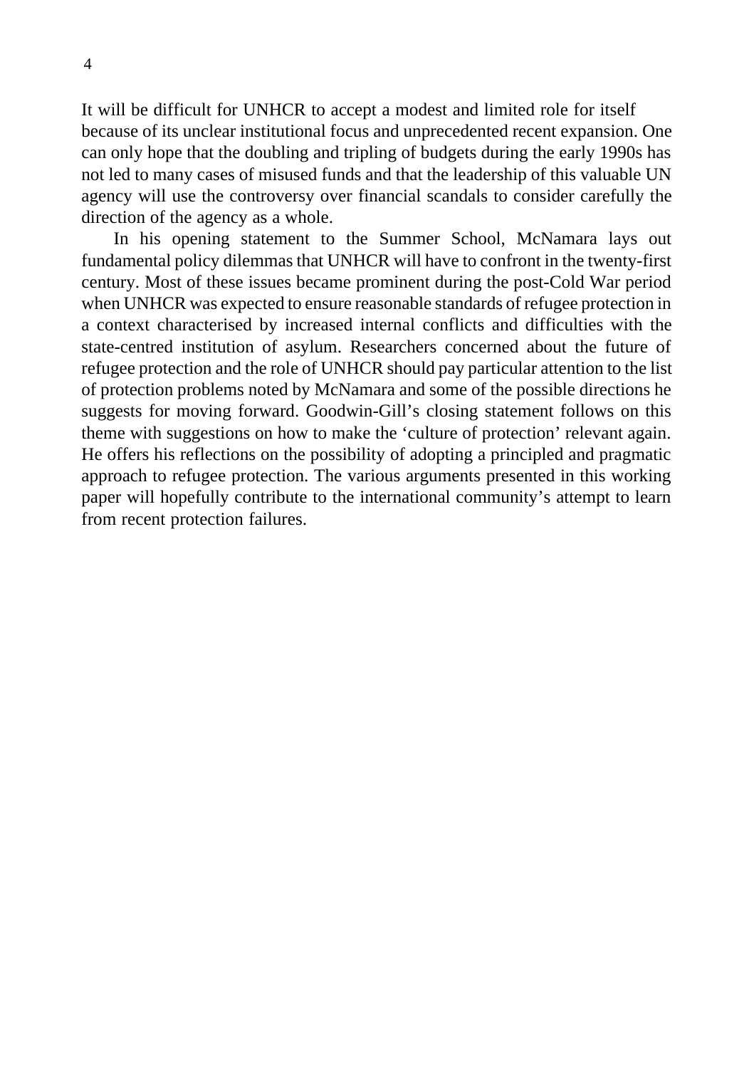It will be difficult for UNHCR to accept a modest and limited role for itself because of its unclear institutional focus and unprecedented recent expansion. One can only hope that the doubling and tripling of budgets during the early 1990s has not led to many cases of misused funds and that the leadership of this valuable UN agency will use the controversy over financial scandals to consider carefully the direction of the agency as a whole.

In his opening statement to the Summer School, McNamara lays out fundamental policy dilemmas that UNHCR will have to confront in the twenty-first century. Most of these issues became prominent during the post-Cold War period when UNHCR was expected to ensure reasonable standards of refugee protection in a context characterised by increased internal conflicts and difficulties with the state-centred institution of asylum. Researchers concerned about the future of refugee protection and the role of UNHCR should pay particular attention to the list of protection problems noted by McNamara and some of the possible directions he suggests for moving forward. Goodwin-Gill's closing statement follows on this theme with suggestions on how to make the 'culture of protection' relevant again. He offers his reflections on the possibility of adopting a principled and pragmatic approach to refugee protection. The various arguments presented in this working paper will hopefully contribute to the international community's attempt to learn from recent protection failures.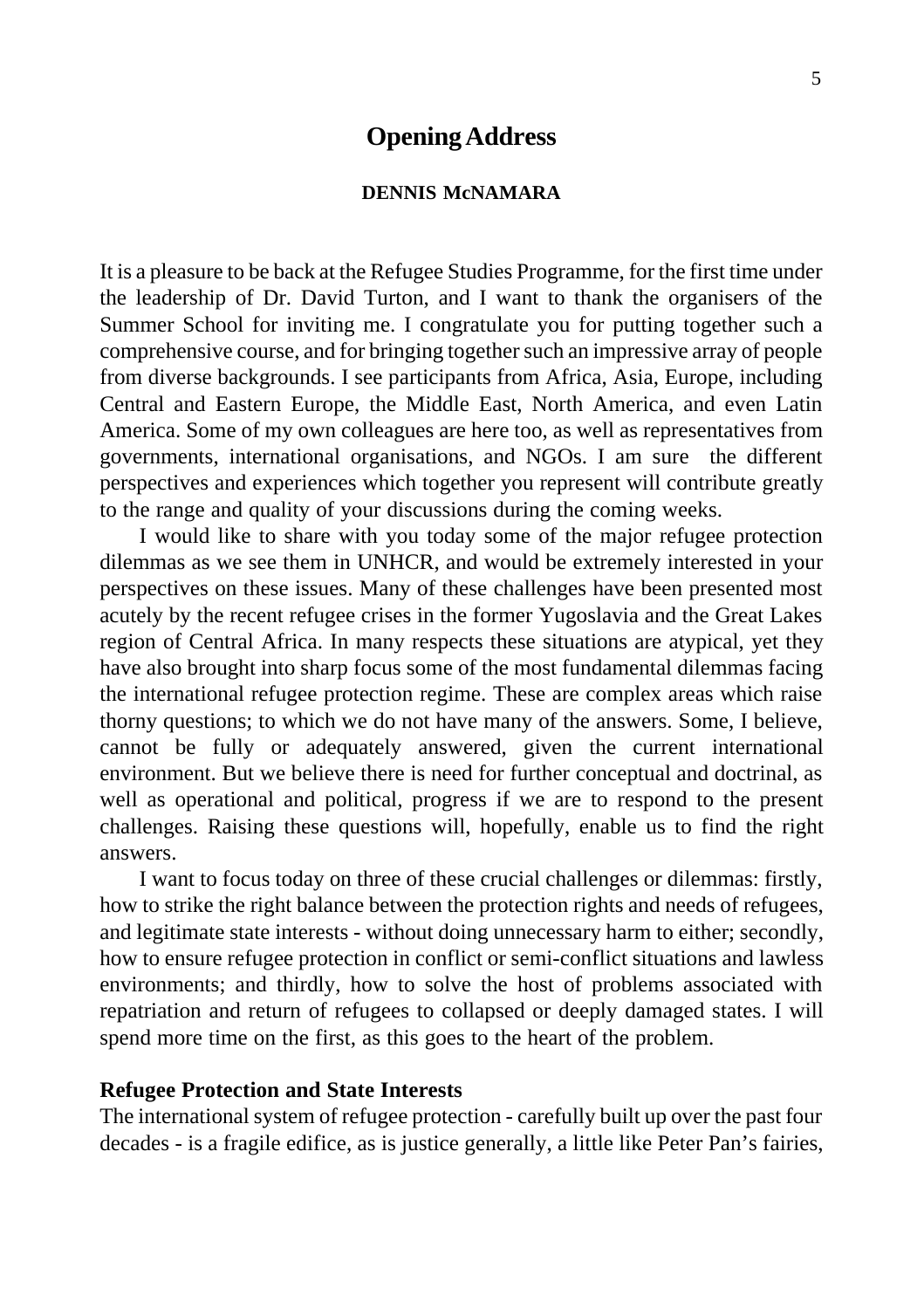# Opening Address

**DENNIS McNAMARA**

It is a pleasure to be back at the Refugee Studies Programme, for the first time under the leadership of Dr. David Turton, and I want to thank the organisers of the Summer School for inviting me. I congratulate you for putting together such a comprehensive course, and for bringing together such an impressive array of people from diverse backgrounds. I see participants from Africa, Asia, Europe, including Central and Eastern Europe, the Middle East, North America, and even Latin America. Some of my own colleagues are here too, as well as representatives from governments, international organisations, and NGOs. I am sure the different perspectives and experiences which together you represent will contribute greatly to the range and quality of your discussions during the coming weeks.

I would like to share with you today some of the major refugee protection dilemmas as we see them in UNHCR, and would be extremely interested in your perspectives on these issues. Many of these challenges have been presented most acutely by the recent refugee crises in the former Yugoslavia and the Great Lakes region of Central Africa. In many respects these situations are atypical, yet they have also brought into sharp focus some of the most fundamental dilemmas facing the international refugee protection regime. These are complex areas which raise thorny questions; to which we do not have many of the answers. Some, I believe, cannot be fully or adequately answered, given the current international environment. But we believe there is need for further conceptual and doctrinal, as well as operational and political, progress if we are to respond to the present challenges. Raising these questions will, hopefully, enable us to find the right answers.

I want to focus today on three of these crucial challenges or dilemmas: firstly, how to strike the right balance between the protection rights and needs of refugees, and legitimate state interests - without doing unnecessary harm to either; secondly, how to ensure refugee protection in conflict or semi-conflict situations and lawless environments; and thirdly, how to solve the host of problems associated with repatriation and return of refugees to collapsed or deeply damaged states. I will spend more time on the first, as this goes to the heart of the problem.

### Refugee Protection and State Interests

The international system of refugee protection - carefully built up over the past four decades - is a fragile edifice, as is justice generally, a little like Peter Pan's fairies,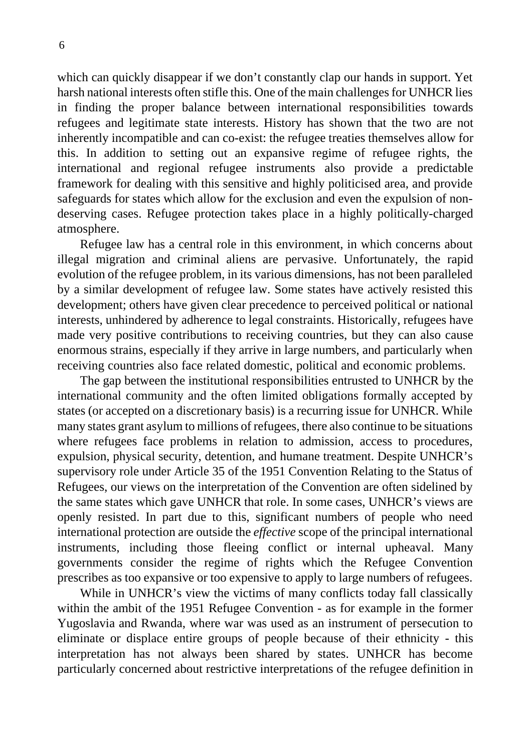which can quickly disappear if we don't constantly clap our hands in support. Yet harsh national interests often stifle this. One of the main challenges for UNHCR lies in finding the proper balance between international responsibilities towards refugees and legitimate state interests. History has shown that the two are not inherently incompatible and can co-exist: the refugee treaties themselves allow for this. In addition to setting out an expansive regime of refugee rights, the international and regional refugee instruments also provide a predictable framework for dealing with this sensitive and highly politicised area, and provide safeguards for states which allow for the exclusion and even the expulsion of non-deserving cases. Refugee protection takes place in a highly politically-charged atmosphere.

Refugee law has a central role in this environment, in which concerns about illegal migration and criminal aliens are pervasive. Unfortunately, the rapid evolution of the refugee problem, in its various dimensions, has not been paralleled by a similar development of refugee law. Some states have actively resisted this development; others have given clear precedence to perceived political or national interests, unhindered by adherence to legal constraints. Historically, refugees have made very positive contributions to receiving countries, but they can also cause enormous strains, especially if they arrive in large numbers, and particularly when receiving countries also face related domestic, political and economic problems.

The gap between the institutional responsibilities entrusted to UNHCR by the international community and the often limited obligations formally accepted by states (or accepted on a discretionary basis) is a recurring issue for UNHCR. While many states grant asylum to millions of refugees, there also continue to be situations where refugees face problems in relation to admission, access to procedures, expulsion, physical security, detention, and humane treatment. Despite UNHCR's supervisory role under Article 35 of the 1951 Convention Relating to the Status of Refugees, our views on the interpretation of the Convention are often sidelined by the same states which gave UNHCR that role. In some cases, UNHCR's views are openly resisted. In part due to this, significant numbers of people who need international protection are outside the *effective* scope of the principal international instruments, including those fleeing conflict or internal upheaval. Many governments consider the regime of rights which the Refugee Convention prescribes as too expansive or too expensive to apply to large numbers of refugees.

While in UNHCR's view the victims of many conflicts today fall classically within the ambit of the 1951 Refugee Convention - as for example in the former Yugoslavia and Rwanda, where war was used as an instrument of persecution to eliminate or displace entire groups of people because of their ethnicity - this interpretation has not always been shared by states. UNHCR has become particularly concerned about restrictive interpretations of the refugee definition in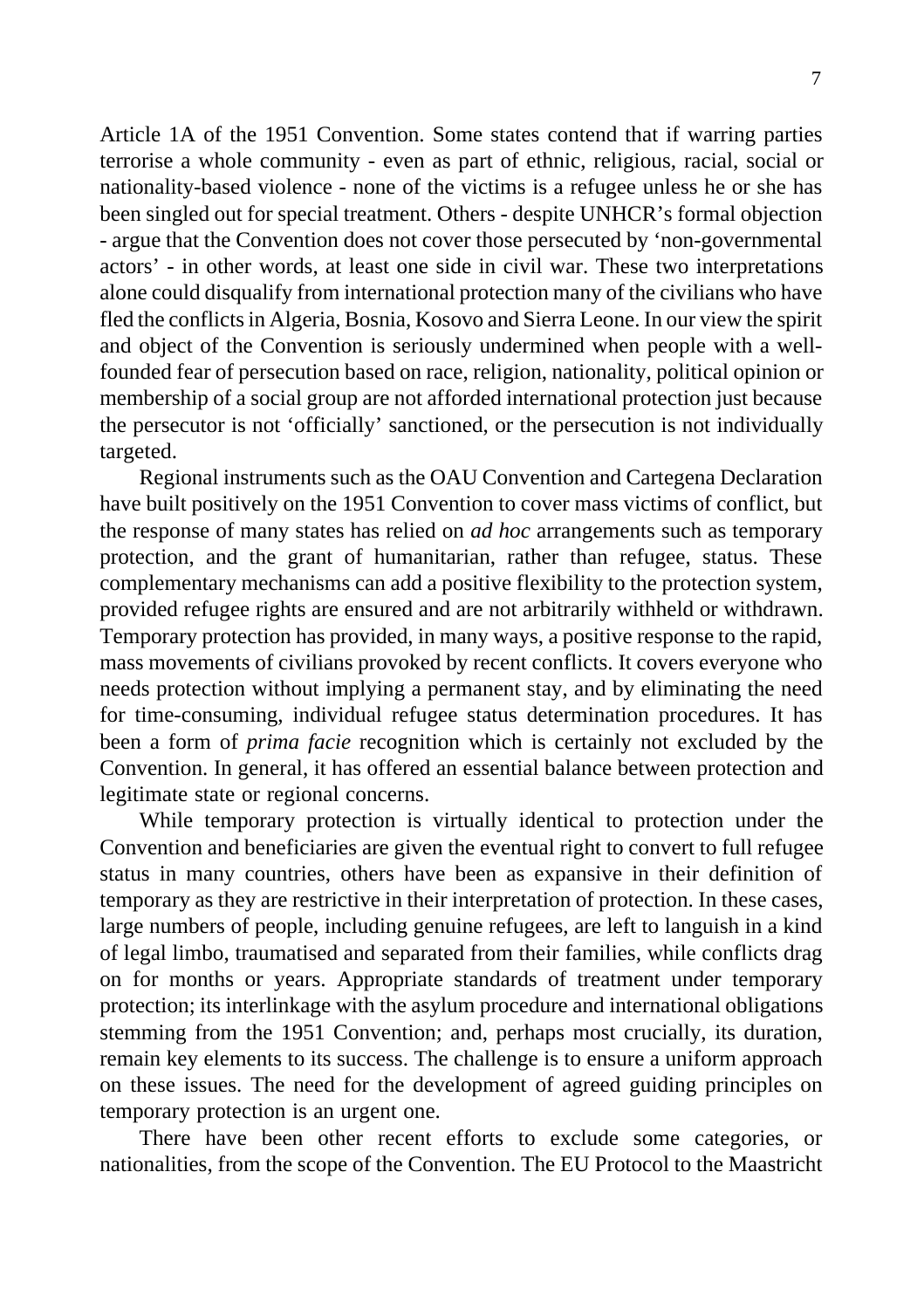Article 1A of the 1951 Convention. Some states contend that if warring parties terrorise a whole community - even as part of ethnic, religious, racial, social or nationality-based violence - none of the victims is a refugee unless he or she has been singled out for special treatment. Others - despite UNHCR's formal objection - argue that the Convention does not cover those persecuted by 'non-governmental actors' - in other words, at least one side in civil war. These two interpretations alone could disqualify from international protection many of the civilians who have fled the conflicts in Algeria, Bosnia, Kosovo and Sierra Leone. In our view the spirit and object of the Convention is seriously undermined when people with a well-founded fear of persecution based on race, religion, nationality, political opinion or membership of a social group are not afforded international protection just because the persecutor is not 'officially' sanctioned, or the persecution is not individually targeted.

Regional instruments such as the OAU Convention and Cartegena Declaration have built positively on the 1951 Convention to cover mass victims of conflict, but the response of many states has relied on *ad hoc* arrangements such as temporary protection, and the grant of humanitarian, rather than refugee, status. These complementary mechanisms can add a positive flexibility to the protection system, provided refugee rights are ensured and are not arbitrarily withheld or withdrawn. Temporary protection has provided, in many ways, a positive response to the rapid, mass movements of civilians provoked by recent conflicts. It covers everyone who needs protection without implying a permanent stay, and by eliminating the need for time-consuming, individual refugee status determination procedures. It has been a form of *prima facie* recognition which is certainly not excluded by the Convention. In general, it has offered an essential balance between protection and legitimate state or regional concerns.

While temporary protection is virtually identical to protection under the Convention and beneficiaries are given the eventual right to convert to full refugee status in many countries, others have been as expansive in their definition of temporary as they are restrictive in their interpretation of protection. In these cases, large numbers of people, including genuine refugees, are left to languish in a kind of legal limbo, traumatised and separated from their families, while conflicts drag on for months or years. Appropriate standards of treatment under temporary protection; its interlinkage with the asylum procedure and international obligations stemming from the 1951 Convention; and, perhaps most crucially, its duration, remain key elements to its success. The challenge is to ensure a uniform approach on these issues. The need for the development of agreed guiding principles on temporary protection is an urgent one.

There have been other recent efforts to exclude some categories, or nationalities, from the scope of the Convention. The EU Protocol to the Maastricht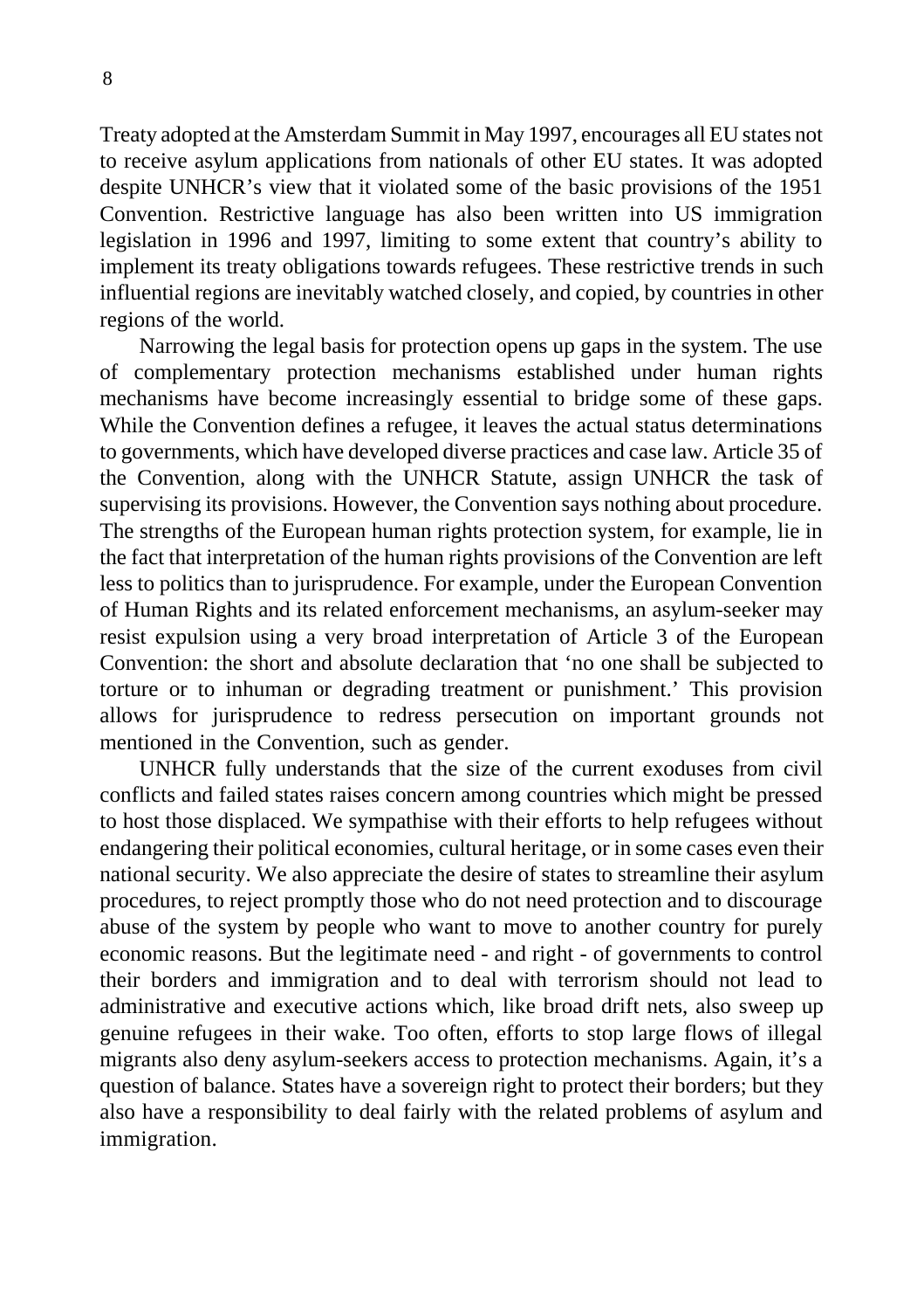Treaty adopted at the Amsterdam Summit in May 1997, encourages all EU states not to receive asylum applications from nationals of other EU states. It was adopted despite UNHCR's view that it violated some of the basic provisions of the 1951 Convention. Restrictive language has also been written into US immigration legislation in 1996 and 1997, limiting to some extent that country's ability to implement its treaty obligations towards refugees. These restrictive trends in such influential regions are inevitably watched closely, and copied, by countries in other regions of the world.

Narrowing the legal basis for protection opens up gaps in the system. The use of complementary protection mechanisms established under human rights mechanisms have become increasingly essential to bridge some of these gaps. While the Convention defines a refugee, it leaves the actual status determinations to governments, which have developed diverse practices and case law. Article 35 of the Convention, along with the UNHCR Statute, assign UNHCR the task of supervising its provisions. However, the Convention says nothing about procedure. The strengths of the European human rights protection system, for example, lie in the fact that interpretation of the human rights provisions of the Convention are left less to politics than to jurisprudence. For example, under the European Convention of Human Rights and its related enforcement mechanisms, an asylum-seeker may resist expulsion using a very broad interpretation of Article 3 of the European Convention: the short and absolute declaration that 'no one shall be subjected to torture or to inhuman or degrading treatment or punishment.' This provision allows for jurisprudence to redress persecution on important grounds not mentioned in the Convention, such as gender.

UNHCR fully understands that the size of the current exoduses from civil conflicts and failed states raises concern among countries which might be pressed to host those displaced. We sympathise with their efforts to help refugees without endangering their political economies, cultural heritage, or in some cases even their national security. We also appreciate the desire of states to streamline their asylum procedures, to reject promptly those who do not need protection and to discourage abuse of the system by people who want to move to another country for purely economic reasons. But the legitimate need - and right - of governments to control their borders and immigration and to deal with terrorism should not lead to administrative and executive actions which, like broad drift nets, also sweep up genuine refugees in their wake. Too often, efforts to stop large flows of illegal migrants also deny asylum-seekers access to protection mechanisms. Again, it's a question of balance. States have a sovereign right to protect their borders; but they also have a responsibility to deal fairly with the related problems of asylum and immigration.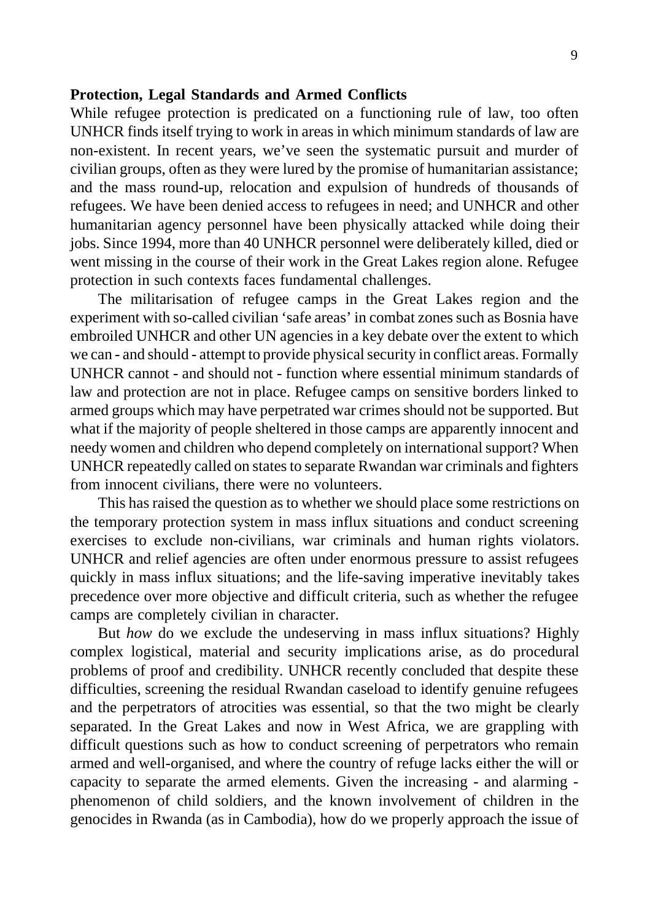**Protection, Legal Standards and Armed Conflicts**

While refugee protection is predicated on a functioning rule of law, too often UNHCR finds itself trying to work in areas in which minimum standards of law are non-existent. In recent years, we've seen the systematic pursuit and murder of civilian groups, often as they were lured by the promise of humanitarian assistance; and the mass round-up, relocation and expulsion of hundreds of thousands of refugees. We have been denied access to refugees in need; and UNHCR and other humanitarian agency personnel have been physically attacked while doing their jobs. Since 1994, more than 40 UNHCR personnel were deliberately killed, died or went missing in the course of their work in the Great Lakes region alone. Refugee protection in such contexts faces fundamental challenges.

The militarisation of refugee camps in the Great Lakes region and the experiment with so-called civilian 'safe areas' in combat zones such as Bosnia have embroiled UNHCR and other UN agencies in a key debate over the extent to which we can - and should - attempt to provide physical security in conflict areas. Formally UNHCR cannot - and should not - function where essential minimum standards of law and protection are not in place. Refugee camps on sensitive borders linked to armed groups which may have perpetrated war crimes should not be supported. But what if the majority of people sheltered in those camps are apparently innocent and needy women and children who depend completely on international support? When UNHCR repeatedly called on states to separate Rwandan war criminals and fighters from innocent civilians, there were no volunteers.

This has raised the question as to whether we should place some restrictions on the temporary protection system in mass influx situations and conduct screening exercises to exclude non-civilians, war criminals and human rights violators. UNHCR and relief agencies are often under enormous pressure to assist refugees quickly in mass influx situations; and the life-saving imperative inevitably takes precedence over more objective and difficult criteria, such as whether the refugee camps are completely civilian in character.

But *how* do we exclude the undeserving in mass influx situations? Highly complex logistical, material and security implications arise, as do procedural problems of proof and credibility. UNHCR recently concluded that despite these difficulties, screening the residual Rwandan caseload to identify genuine refugees and the perpetrators of atrocities was essential, so that the two might be clearly separated. In the Great Lakes and now in West Africa, we are grappling with difficult questions such as how to conduct screening of perpetrators who remain armed and well-organised, and where the country of refuge lacks either the will or capacity to separate the armed elements. Given the increasing - and alarming - phenomenon of child soldiers, and the known involvement of children in the genocides in Rwanda (as in Cambodia), how do we properly approach the issue of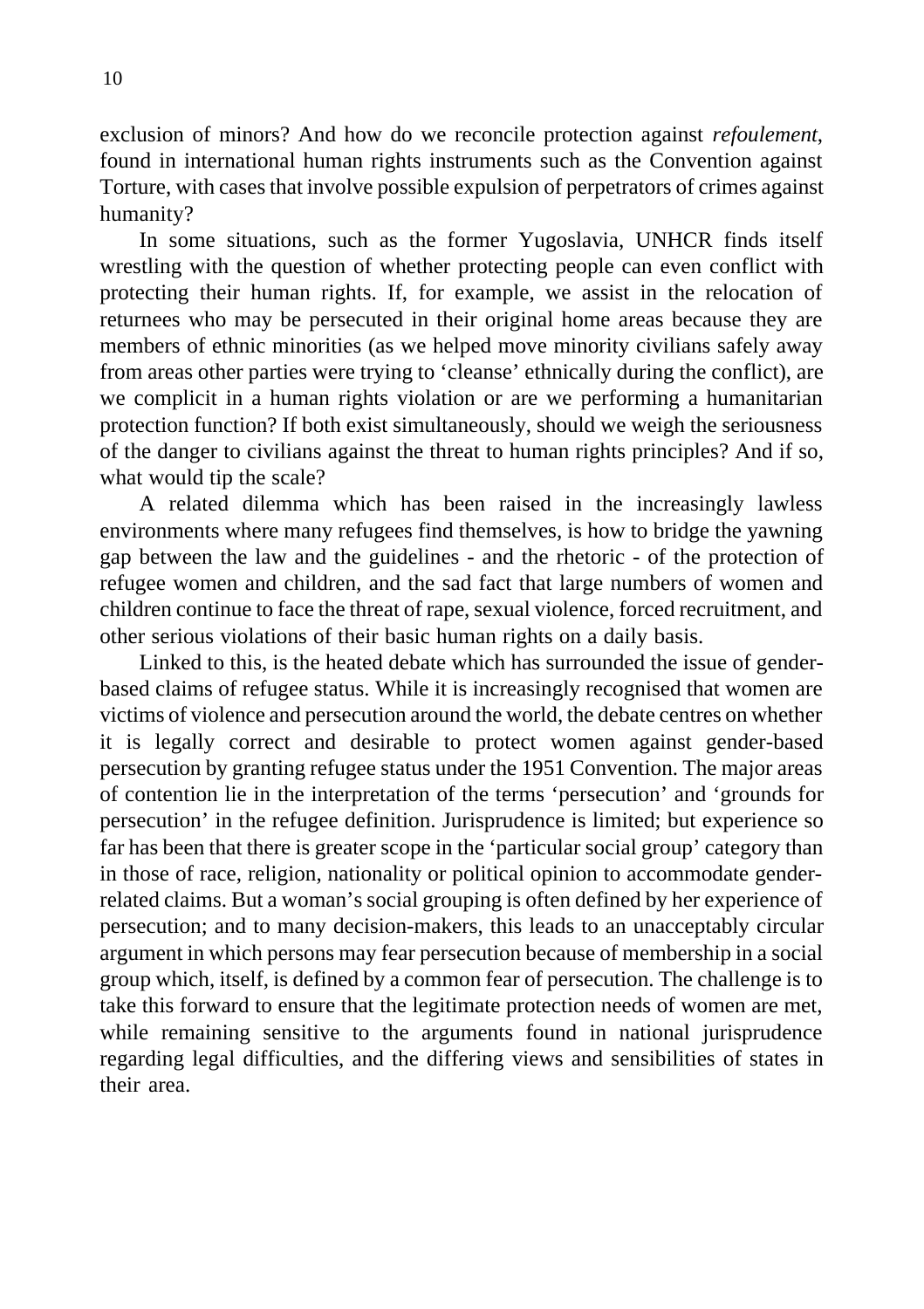exclusion of minors? And how do we reconcile protection against *refoulement*, found in international human rights instruments such as the Convention against Torture, with cases that involve possible expulsion of perpetrators of crimes against humanity?

In some situations, such as the former Yugoslavia, UNHCR finds itself wrestling with the question of whether protecting people can even conflict with protecting their human rights. If, for example, we assist in the relocation of returnees who may be persecuted in their original home areas because they are members of ethnic minorities (as we helped move minority civilians safely away from areas other parties were trying to 'cleanse' ethnically during the conflict), are we complicit in a human rights violation or are we performing a humanitarian protection function? If both exist simultaneously, should we weigh the seriousness of the danger to civilians against the threat to human rights principles? And if so, what would tip the scale?

A related dilemma which has been raised in the increasingly lawless environments where many refugees find themselves, is how to bridge the yawning gap between the law and the guidelines - and the rhetoric - of the protection of refugee women and children, and the sad fact that large numbers of women and children continue to face the threat of rape, sexual violence, forced recruitment, and other serious violations of their basic human rights on a daily basis.

Linked to this, is the heated debate which has surrounded the issue of gender-based claims of refugee status. While it is increasingly recognised that women are victims of violence and persecution around the world, the debate centres on whether it is legally correct and desirable to protect women against gender-based persecution by granting refugee status under the 1951 Convention. The major areas of contention lie in the interpretation of the terms 'persecution' and 'grounds for persecution' in the refugee definition. Jurisprudence is limited; but experience so far has been that there is greater scope in the 'particular social group' category than in those of race, religion, nationality or political opinion to accommodate gender-related claims. But a woman's social grouping is often defined by her experience of persecution; and to many decision-makers, this leads to an unacceptably circular argument in which persons may fear persecution because of membership in a social group which, itself, is defined by a common fear of persecution. The challenge is to take this forward to ensure that the legitimate protection needs of women are met, while remaining sensitive to the arguments found in national jurisprudence regarding legal difficulties, and the differing views and sensibilities of states in their area.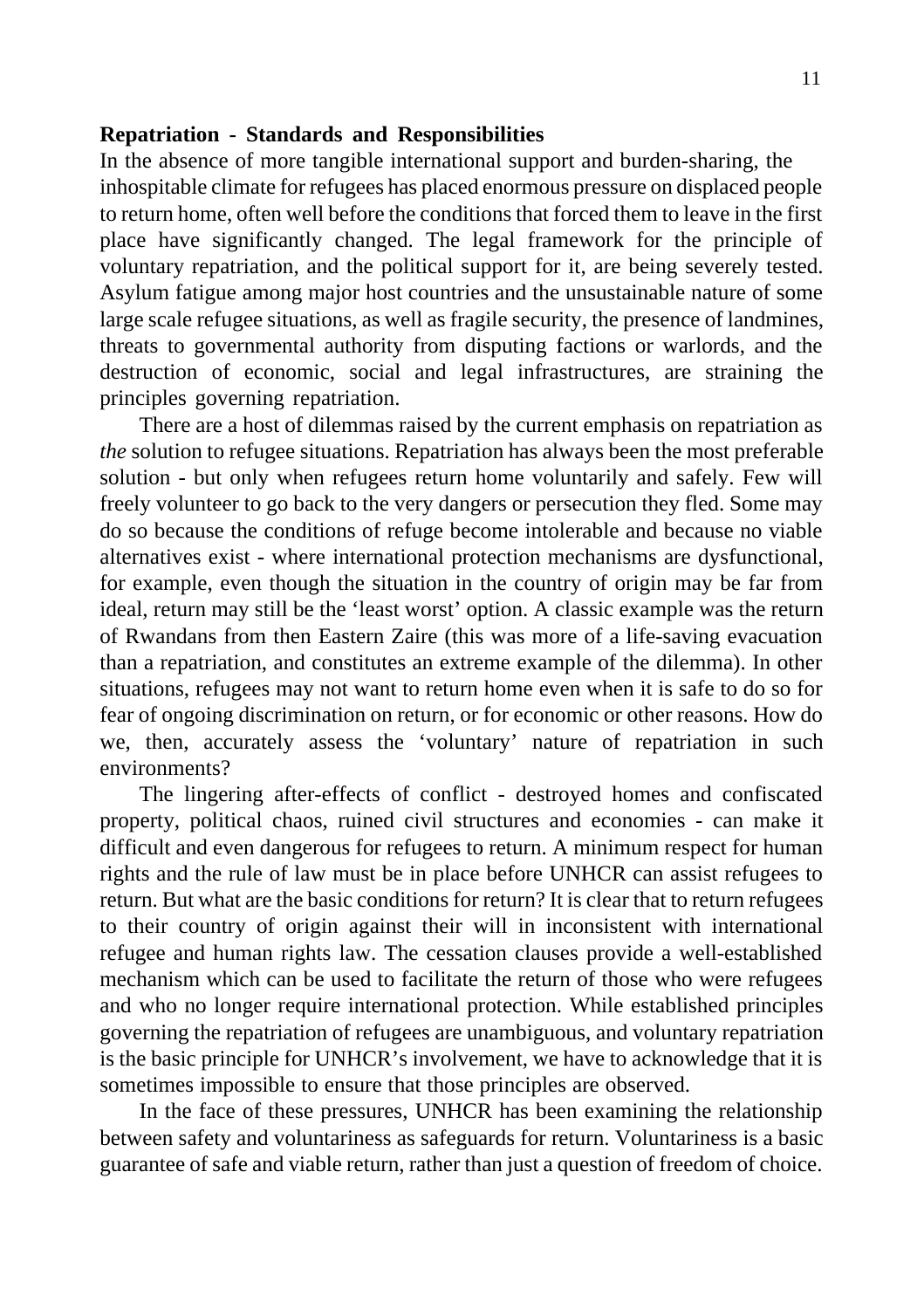**Repatriation - Standards and Responsibilities**

In the absence of more tangible international support and burden-sharing, the inhospitable climate for refugees has placed enormous pressure on displaced people to return home, often well before the conditions that forced them to leave in the first place have significantly changed. The legal framework for the principle of voluntary repatriation, and the political support for it, are being severely tested. Asylum fatigue among major host countries and the unsustainable nature of some large scale refugee situations, as well as fragile security, the presence of landmines, threats to governmental authority from disputing factions or warlords, and the destruction of economic, social and legal infrastructures, are straining the principles governing repatriation.

There are a host of dilemmas raised by the current emphasis on repatriation as *the* solution to refugee situations. Repatriation has always been the most preferable solution - but only when refugees return home voluntarily and safely. Few will freely volunteer to go back to the very dangers or persecution they fled. Some may do so because the conditions of refuge become intolerable and because no viable alternatives exist - where international protection mechanisms are dysfunctional, for example, even though the situation in the country of origin may be far from ideal, return may still be the 'least worst' option. A classic example was the return of Rwandans from then Eastern Zaire (this was more of a life-saving evacuation than a repatriation, and constitutes an extreme example of the dilemma). In other situations, refugees may not want to return home even when it is safe to do so for fear of ongoing discrimination on return, or for economic or other reasons. How do we, then, accurately assess the 'voluntary' nature of repatriation in such environments?

The lingering after-effects of conflict - destroyed homes and confiscated property, political chaos, ruined civil structures and economies - can make it difficult and even dangerous for refugees to return. A minimum respect for human rights and the rule of law must be in place before UNHCR can assist refugees to return. But what are the basic conditions for return? It is clear that to return refugees to their country of origin against their will in inconsistent with international refugee and human rights law. The cessation clauses provide a well-established mechanism which can be used to facilitate the return of those who were refugees and who no longer require international protection. While established principles governing the repatriation of refugees are unambiguous, and voluntary repatriation is the basic principle for UNHCR's involvement, we have to acknowledge that it is sometimes impossible to ensure that those principles are observed.

In the face of these pressures, UNHCR has been examining the relationship between safety and voluntariness as safeguards for return. Voluntariness is a basic guarantee of safe and viable return, rather than just a question of freedom of choice.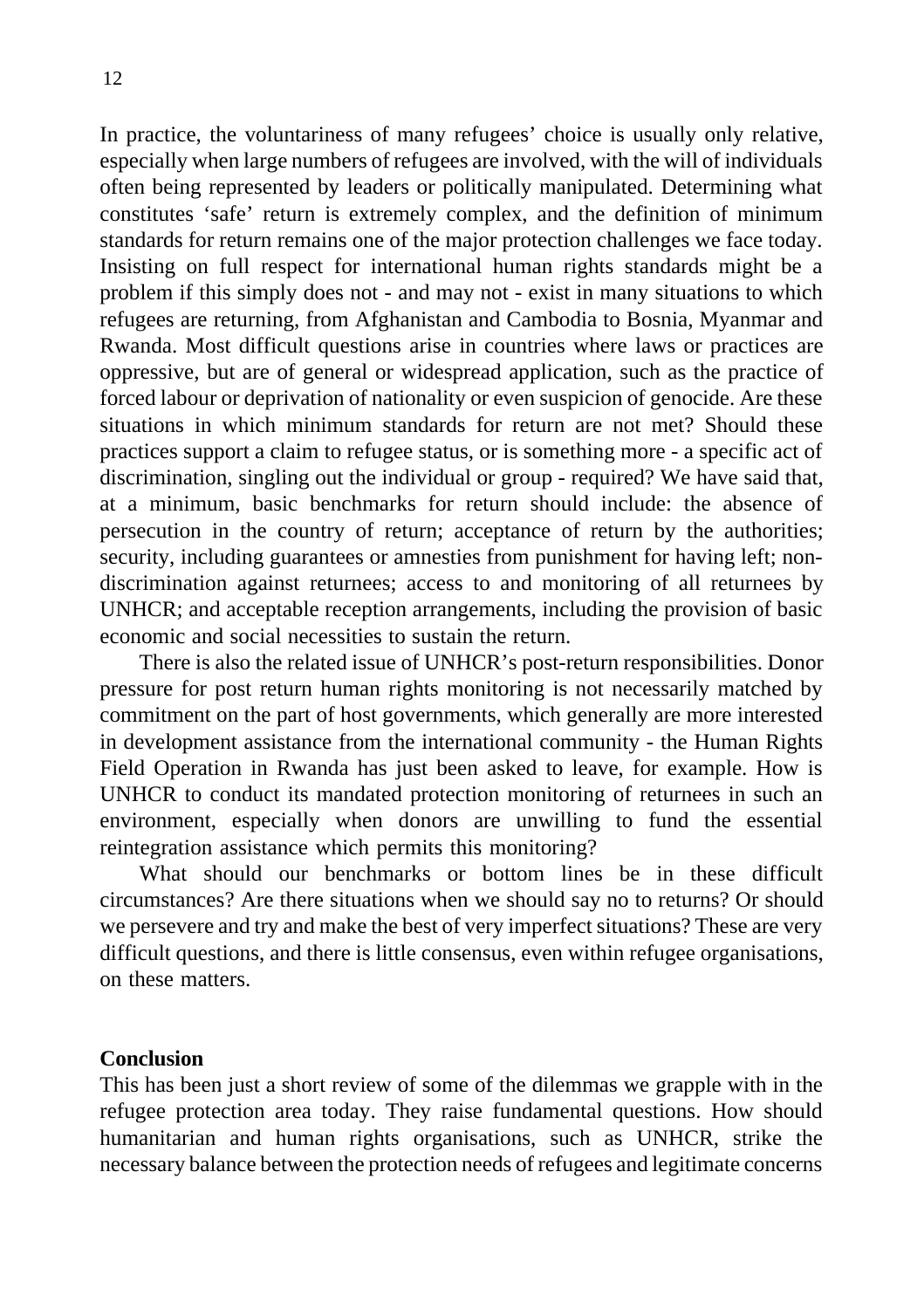In practice, the voluntariness of many refugees' choice is usually only relative, especially when large numbers of refugees are involved, with the will of individuals often being represented by leaders or politically manipulated. Determining what constitutes 'safe' return is extremely complex, and the definition of minimum standards for return remains one of the major protection challenges we face today. Insisting on full respect for international human rights standards might be a problem if this simply does not - and may not - exist in many situations to which refugees are returning, from Afghanistan and Cambodia to Bosnia, Myanmar and Rwanda. Most difficult questions arise in countries where laws or practices are oppressive, but are of general or widespread application, such as the practice of forced labour or deprivation of nationality or even suspicion of genocide. Are these situations in which minimum standards for return are not met? Should these practices support a claim to refugee status, or is something more - a specific act of discrimination, singling out the individual or group - required? We have said that, at a minimum, basic benchmarks for return should include: the absence of persecution in the country of return; acceptance of return by the authorities; security, including guarantees or amnesties from punishment for having left; non-discrimination against returnees; access to and monitoring of all returnees by UNHCR; and acceptable reception arrangements, including the provision of basic economic and social necessities to sustain the return.

There is also the related issue of UNHCR's post-return responsibilities. Donor pressure for post return human rights monitoring is not necessarily matched by commitment on the part of host governments, which generally are more interested in development assistance from the international community - the Human Rights Field Operation in Rwanda has just been asked to leave, for example. How is UNHCR to conduct its mandated protection monitoring of returnees in such an environment, especially when donors are unwilling to fund the essential reintegration assistance which permits this monitoring?

What should our benchmarks or bottom lines be in these difficult circumstances? Are there situations when we should say no to returns? Or should we persevere and try and make the best of very imperfect situations? These are very difficult questions, and there is little consensus, even within refugee organisations, on these matters.

**Conclusion**

This has been just a short review of some of the dilemmas we grapple with in the refugee protection area today. They raise fundamental questions. How should humanitarian and human rights organisations, such as UNHCR, strike the necessary balance between the protection needs of refugees and legitimate concerns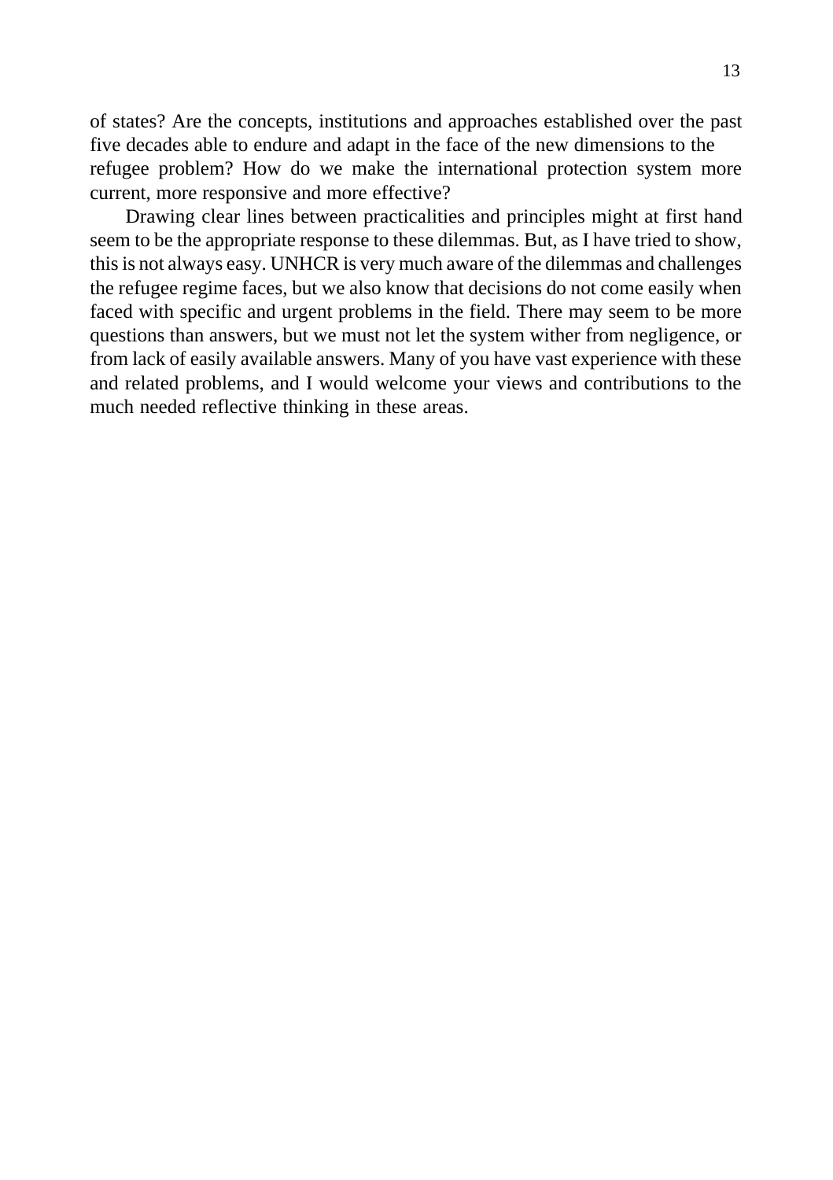of states? Are the concepts, institutions and approaches established over the past five decades able to endure and adapt in the face of the new dimensions to the refugee problem? How do we make the international protection system more current, more responsive and more effective?

Drawing clear lines between practicalities and principles might at first hand seem to be the appropriate response to these dilemmas. But, as I have tried to show, this is not always easy. UNHCR is very much aware of the dilemmas and challenges the refugee regime faces, but we also know that decisions do not come easily when faced with specific and urgent problems in the field. There may seem to be more questions than answers, but we must not let the system wither from negligence, or from lack of easily available answers. Many of you have vast experience with these and related problems, and I would welcome your views and contributions to the much needed reflective thinking in these areas.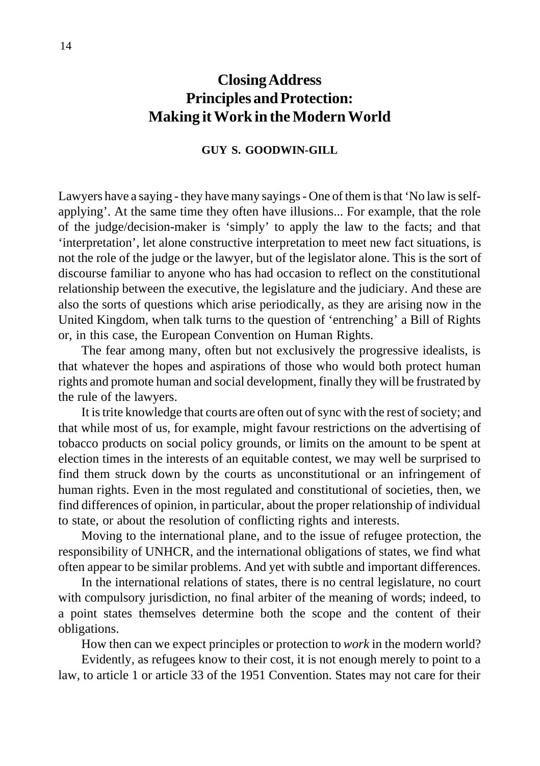# Closing Address
# Principles and Protection: Making it Work in the Modern World

**GUY S. GOODWIN-GILL**

Lawyers have a saying - they have many sayings - One of them is that 'No law is self-applying'. At the same time they often have illusions... For example, that the role of the judge/decision-maker is 'simply' to apply the law to the facts; and that 'interpretation', let alone constructive interpretation to meet new fact situations, is not the role of the judge or the lawyer, but of the legislator alone. This is the sort of discourse familiar to anyone who has had occasion to reflect on the constitutional relationship between the executive, the legislature and the judiciary. And these are also the sorts of questions which arise periodically, as they are arising now in the United Kingdom, when talk turns to the question of 'entrenching' a Bill of Rights or, in this case, the European Convention on Human Rights.

The fear among many, often but not exclusively the progressive idealists, is that whatever the hopes and aspirations of those who would both protect human rights and promote human and social development, finally they will be frustrated by the rule of the lawyers.

It is trite knowledge that courts are often out of sync with the rest of society; and that while most of us, for example, might favour restrictions on the advertising of tobacco products on social policy grounds, or limits on the amount to be spent at election times in the interests of an equitable contest, we may well be surprised to find them struck down by the courts as unconstitutional or an infringement of human rights. Even in the most regulated and constitutional of societies, then, we find differences of opinion, in particular, about the proper relationship of individual to state, or about the resolution of conflicting rights and interests.

Moving to the international plane, and to the issue of refugee protection, the responsibility of UNHCR, and the international obligations of states, we find what often appear to be similar problems. And yet with subtle and important differences.

In the international relations of states, there is no central legislature, no court with compulsory jurisdiction, no final arbiter of the meaning of words; indeed, to a point states themselves determine both the scope and the content of their obligations.

How then can we expect principles or protection to *work* in the modern world?

Evidently, as refugees know to their cost, it is not enough merely to point to a law, to article 1 or article 33 of the 1951 Convention. States may not care for their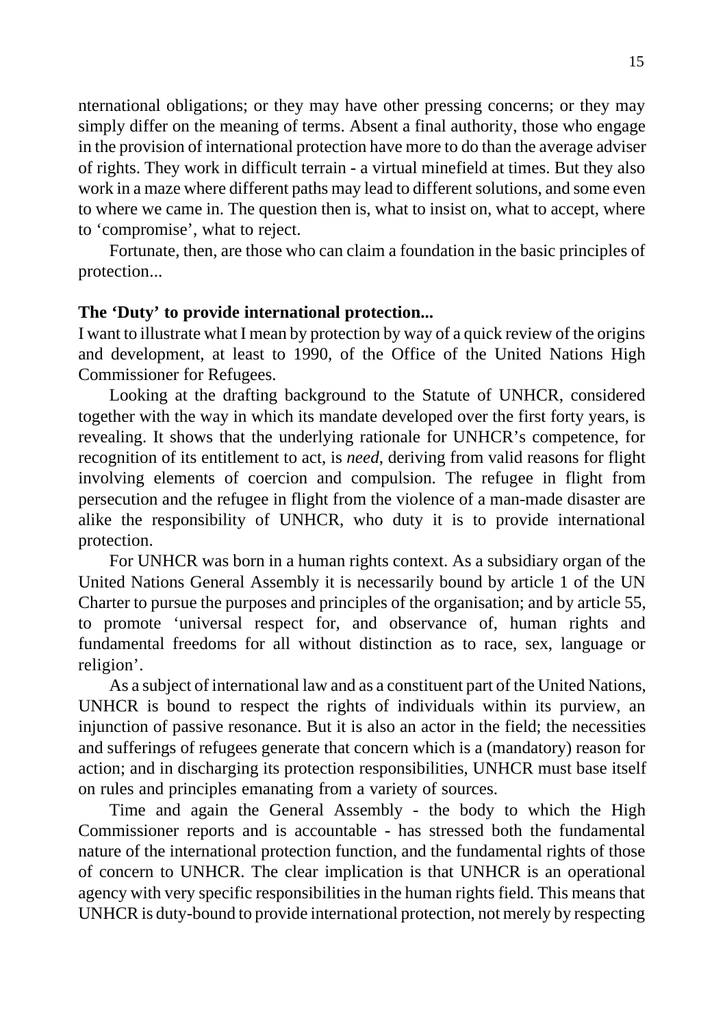nternational obligations; or they may have other pressing concerns; or they may simply differ on the meaning of terms. Absent a final authority, those who engage in the provision of international protection have more to do than the average adviser of rights. They work in difficult terrain - a virtual minefield at times. But they also work in a maze where different paths may lead to different solutions, and some even to where we came in. The question then is, what to insist on, what to accept, where to 'compromise', what to reject.

Fortunate, then, are those who can claim a foundation in the basic principles of protection...

**The 'Duty' to provide international protection...**

I want to illustrate what I mean by protection by way of a quick review of the origins and development, at least to 1990, of the Office of the United Nations High Commissioner for Refugees.

Looking at the drafting background to the Statute of UNHCR, considered together with the way in which its mandate developed over the first forty years, is revealing. It shows that the underlying rationale for UNHCR's competence, for recognition of its entitlement to act, is *need*, deriving from valid reasons for flight involving elements of coercion and compulsion. The refugee in flight from persecution and the refugee in flight from the violence of a man-made disaster are alike the responsibility of UNHCR, who duty it is to provide international protection.

For UNHCR was born in a human rights context. As a subsidiary organ of the United Nations General Assembly it is necessarily bound by article 1 of the UN Charter to pursue the purposes and principles of the organisation; and by article 55, to promote 'universal respect for, and observance of, human rights and fundamental freedoms for all without distinction as to race, sex, language or religion'.

As a subject of international law and as a constituent part of the United Nations, UNHCR is bound to respect the rights of individuals within its purview, an injunction of passive resonance. But it is also an actor in the field; the necessities and sufferings of refugees generate that concern which is a (mandatory) reason for action; and in discharging its protection responsibilities, UNHCR must base itself on rules and principles emanating from a variety of sources.

Time and again the General Assembly - the body to which the High Commissioner reports and is accountable - has stressed both the fundamental nature of the international protection function, and the fundamental rights of those of concern to UNHCR. The clear implication is that UNHCR is an operational agency with very specific responsibilities in the human rights field. This means that UNHCR is duty-bound to provide international protection, not merely by respecting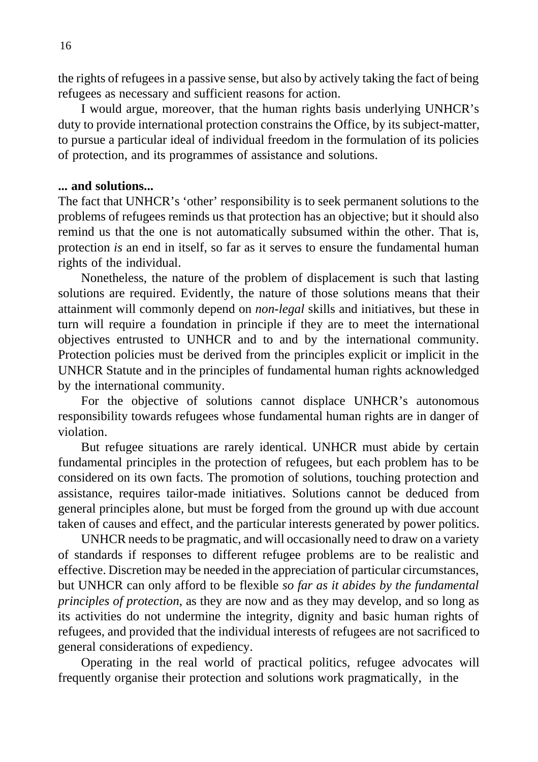the rights of refugees in a passive sense, but also by actively taking the fact of being refugees as necessary and sufficient reasons for action.

I would argue, moreover, that the human rights basis underlying UNHCR's duty to provide international protection constrains the Office, by its subject-matter, to pursue a particular ideal of individual freedom in the formulation of its policies of protection, and its programmes of assistance and solutions.

**... and solutions...**

The fact that UNHCR's 'other' responsibility is to seek permanent solutions to the problems of refugees reminds us that protection has an objective; but it should also remind us that the one is not automatically subsumed within the other. That is, protection *is* an end in itself, so far as it serves to ensure the fundamental human rights of the individual.

Nonetheless, the nature of the problem of displacement is such that lasting solutions are required. Evidently, the nature of those solutions means that their attainment will commonly depend on *non-legal* skills and initiatives, but these in turn will require a foundation in principle if they are to meet the international objectives entrusted to UNHCR and to and by the international community. Protection policies must be derived from the principles explicit or implicit in the UNHCR Statute and in the principles of fundamental human rights acknowledged by the international community.

For the objective of solutions cannot displace UNHCR's autonomous responsibility towards refugees whose fundamental human rights are in danger of violation.

But refugee situations are rarely identical. UNHCR must abide by certain fundamental principles in the protection of refugees, but each problem has to be considered on its own facts. The promotion of solutions, touching protection and assistance, requires tailor-made initiatives. Solutions cannot be deduced from general principles alone, but must be forged from the ground up with due account taken of causes and effect, and the particular interests generated by power politics.

UNHCR needs to be pragmatic, and will occasionally need to draw on a variety of standards if responses to different refugee problems are to be realistic and effective. Discretion may be needed in the appreciation of particular circumstances, but UNHCR can only afford to be flexible *so far as it abides by the fundamental principles of protection*, as they are now and as they may develop, and so long as its activities do not undermine the integrity, dignity and basic human rights of refugees, and provided that the individual interests of refugees are not sacrificed to general considerations of expediency.

Operating in the real world of practical politics, refugee advocates will frequently organise their protection and solutions work pragmatically, in the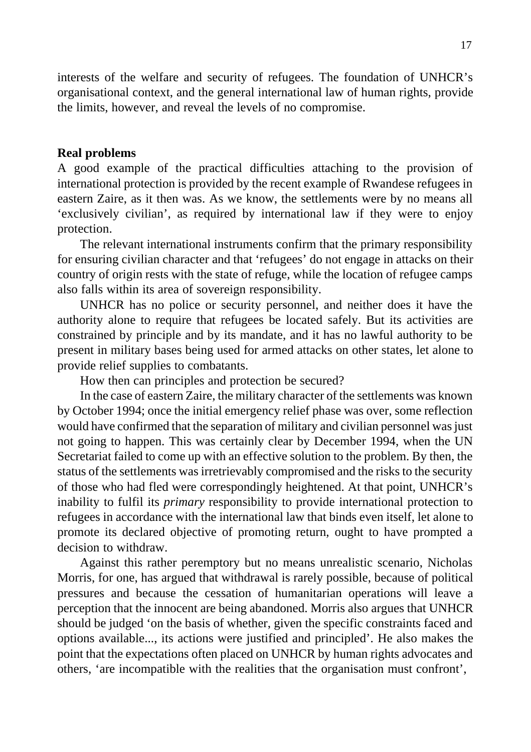interests of the welfare and security of refugees. The foundation of UNHCR's organisational context, and the general international law of human rights, provide the limits, however, and reveal the levels of no compromise.

**Real problems**

A good example of the practical difficulties attaching to the provision of international protection is provided by the recent example of Rwandese refugees in eastern Zaire, as it then was. As we know, the settlements were by no means all 'exclusively civilian', as required by international law if they were to enjoy protection.

The relevant international instruments confirm that the primary responsibility for ensuring civilian character and that 'refugees' do not engage in attacks on their country of origin rests with the state of refuge, while the location of refugee camps also falls within its area of sovereign responsibility.

UNHCR has no police or security personnel, and neither does it have the authority alone to require that refugees be located safely. But its activities are constrained by principle and by its mandate, and it has no lawful authority to be present in military bases being used for armed attacks on other states, let alone to provide relief supplies to combatants.

How then can principles and protection be secured?

In the case of eastern Zaire, the military character of the settlements was known by October 1994; once the initial emergency relief phase was over, some reflection would have confirmed that the separation of military and civilian personnel was just not going to happen. This was certainly clear by December 1994, when the UN Secretariat failed to come up with an effective solution to the problem. By then, the status of the settlements was irretrievably compromised and the risks to the security of those who had fled were correspondingly heightened. At that point, UNHCR's inability to fulfil its *primary* responsibility to provide international protection to refugees in accordance with the international law that binds even itself, let alone to promote its declared objective of promoting return, ought to have prompted a decision to withdraw.

Against this rather peremptory but no means unrealistic scenario, Nicholas Morris, for one, has argued that withdrawal is rarely possible, because of political pressures and because the cessation of humanitarian operations will leave a perception that the innocent are being abandoned. Morris also argues that UNHCR should be judged 'on the basis of whether, given the specific constraints faced and options available..., its actions were justified and principled'. He also makes the point that the expectations often placed on UNHCR by human rights advocates and others, 'are incompatible with the realities that the organisation must confront',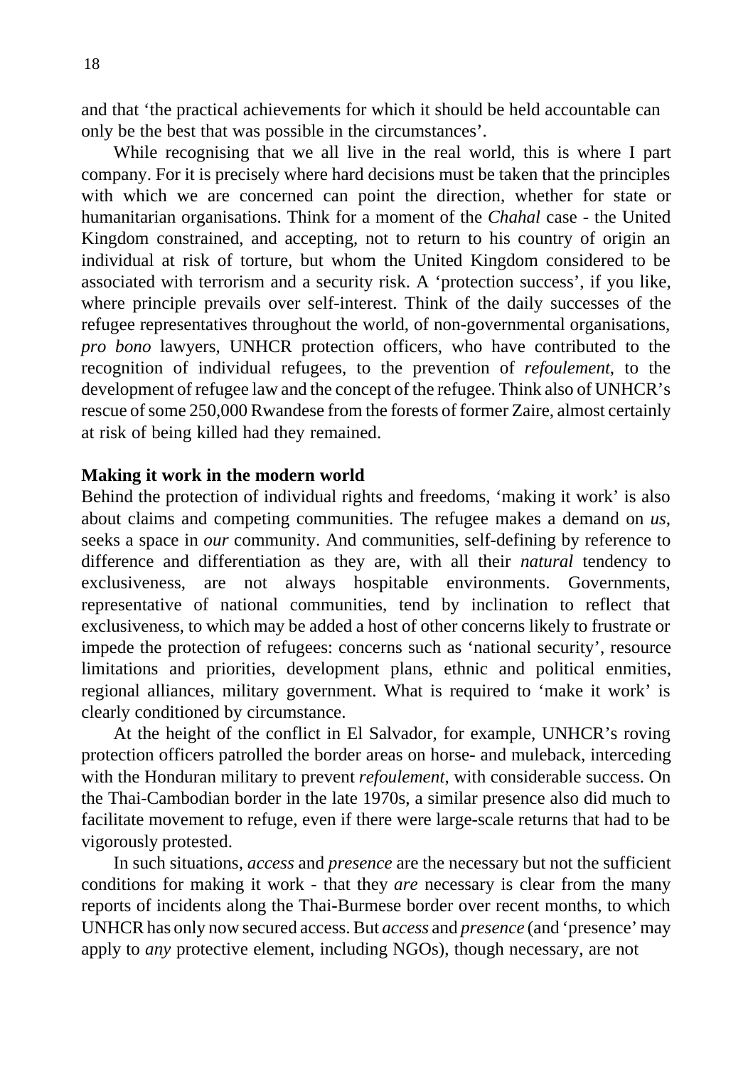and that 'the practical achievements for which it should be held accountable can only be the best that was possible in the circumstances'.

While recognising that we all live in the real world, this is where I part company. For it is precisely where hard decisions must be taken that the principles with which we are concerned can point the direction, whether for state or humanitarian organisations. Think for a moment of the *Chahal* case - the United Kingdom constrained, and accepting, not to return to his country of origin an individual at risk of torture, but whom the United Kingdom considered to be associated with terrorism and a security risk. A 'protection success', if you like, where principle prevails over self-interest. Think of the daily successes of the refugee representatives throughout the world, of non-governmental organisations, *pro bono* lawyers, UNHCR protection officers, who have contributed to the recognition of individual refugees, to the prevention of *refoulement*, to the development of refugee law and the concept of the refugee. Think also of UNHCR's rescue of some 250,000 Rwandese from the forests of former Zaire, almost certainly at risk of being killed had they remained.

**Making it work in the modern world**

Behind the protection of individual rights and freedoms, 'making it work' is also about claims and competing communities. The refugee makes a demand on *us*, seeks a space in *our* community. And communities, self-defining by reference to difference and differentiation as they are, with all their *natural* tendency to exclusiveness, are not always hospitable environments. Governments, representative of national communities, tend by inclination to reflect that exclusiveness, to which may be added a host of other concerns likely to frustrate or impede the protection of refugees: concerns such as 'national security', resource limitations and priorities, development plans, ethnic and political enmities, regional alliances, military government. What is required to 'make it work' is clearly conditioned by circumstance.

At the height of the conflict in El Salvador, for example, UNHCR's roving protection officers patrolled the border areas on horse- and muleback, interceding with the Honduran military to prevent *refoulement*, with considerable success. On the Thai-Cambodian border in the late 1970s, a similar presence also did much to facilitate movement to refuge, even if there were large-scale returns that had to be vigorously protested.

In such situations, *access* and *presence* are the necessary but not the sufficient conditions for making it work - that they *are* necessary is clear from the many reports of incidents along the Thai-Burmese border over recent months, to which UNHCR has only now secured access. But *access* and *presence* (and 'presence' may apply to *any* protective element, including NGOs), though necessary, are not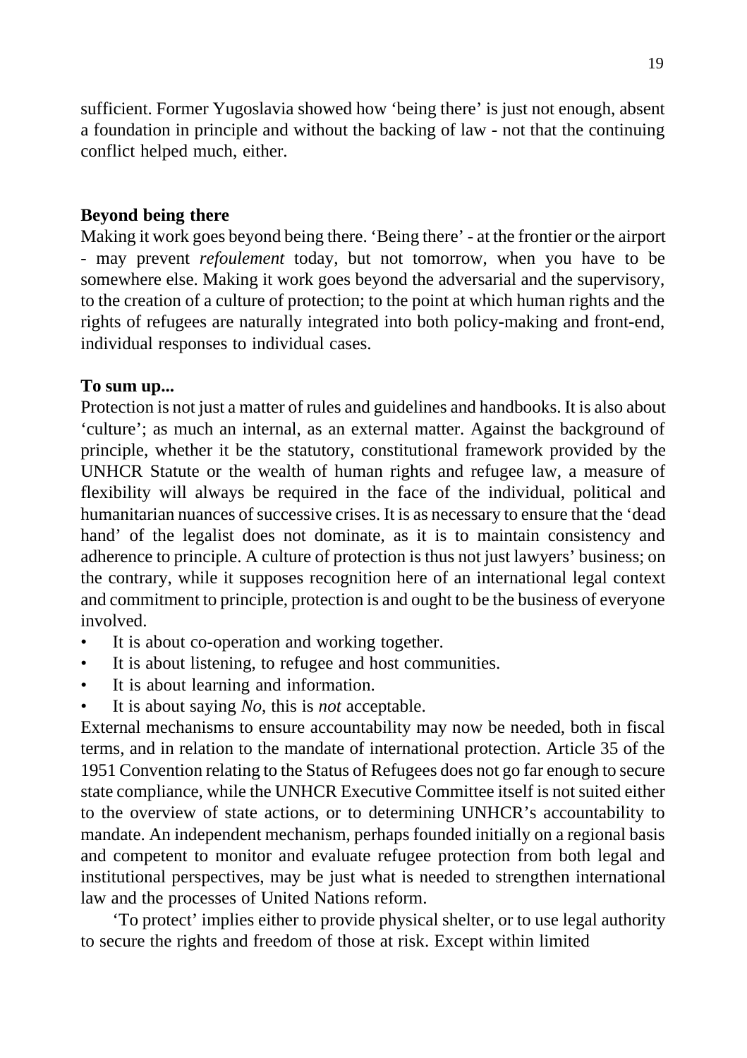sufficient. Former Yugoslavia showed how 'being there' is just not enough, absent a foundation in principle and without the backing of law - not that the continuing conflict helped much, either.

**Beyond being there**

Making it work goes beyond being there. 'Being there' - at the frontier or the airport - may prevent *refoulement* today, but not tomorrow, when you have to be somewhere else. Making it work goes beyond the adversarial and the supervisory, to the creation of a culture of protection; to the point at which human rights and the rights of refugees are naturally integrated into both policy-making and front-end, individual responses to individual cases.

**To sum up...**

Protection is not just a matter of rules and guidelines and handbooks. It is also about 'culture'; as much an internal, as an external matter. Against the background of principle, whether it be the statutory, constitutional framework provided by the UNHCR Statute or the wealth of human rights and refugee law, a measure of flexibility will always be required in the face of the individual, political and humanitarian nuances of successive crises. It is as necessary to ensure that the 'dead hand' of the legalist does not dominate, as it is to maintain consistency and adherence to principle. A culture of protection is thus not just lawyers' business; on the contrary, while it supposes recognition here of an international legal context and commitment to principle, protection is and ought to be the business of everyone involved.

- It is about co-operation and working together.
- It is about listening, to refugee and host communities.
- It is about learning and information.
- It is about saying *No*, this is *not* acceptable.

External mechanisms to ensure accountability may now be needed, both in fiscal terms, and in relation to the mandate of international protection. Article 35 of the 1951 Convention relating to the Status of Refugees does not go far enough to secure state compliance, while the UNHCR Executive Committee itself is not suited either to the overview of state actions, or to determining UNHCR's accountability to mandate. An independent mechanism, perhaps founded initially on a regional basis and competent to monitor and evaluate refugee protection from both legal and institutional perspectives, may be just what is needed to strengthen international law and the processes of United Nations reform.

'To protect' implies either to provide physical shelter, or to use legal authority to secure the rights and freedom of those at risk. Except within limited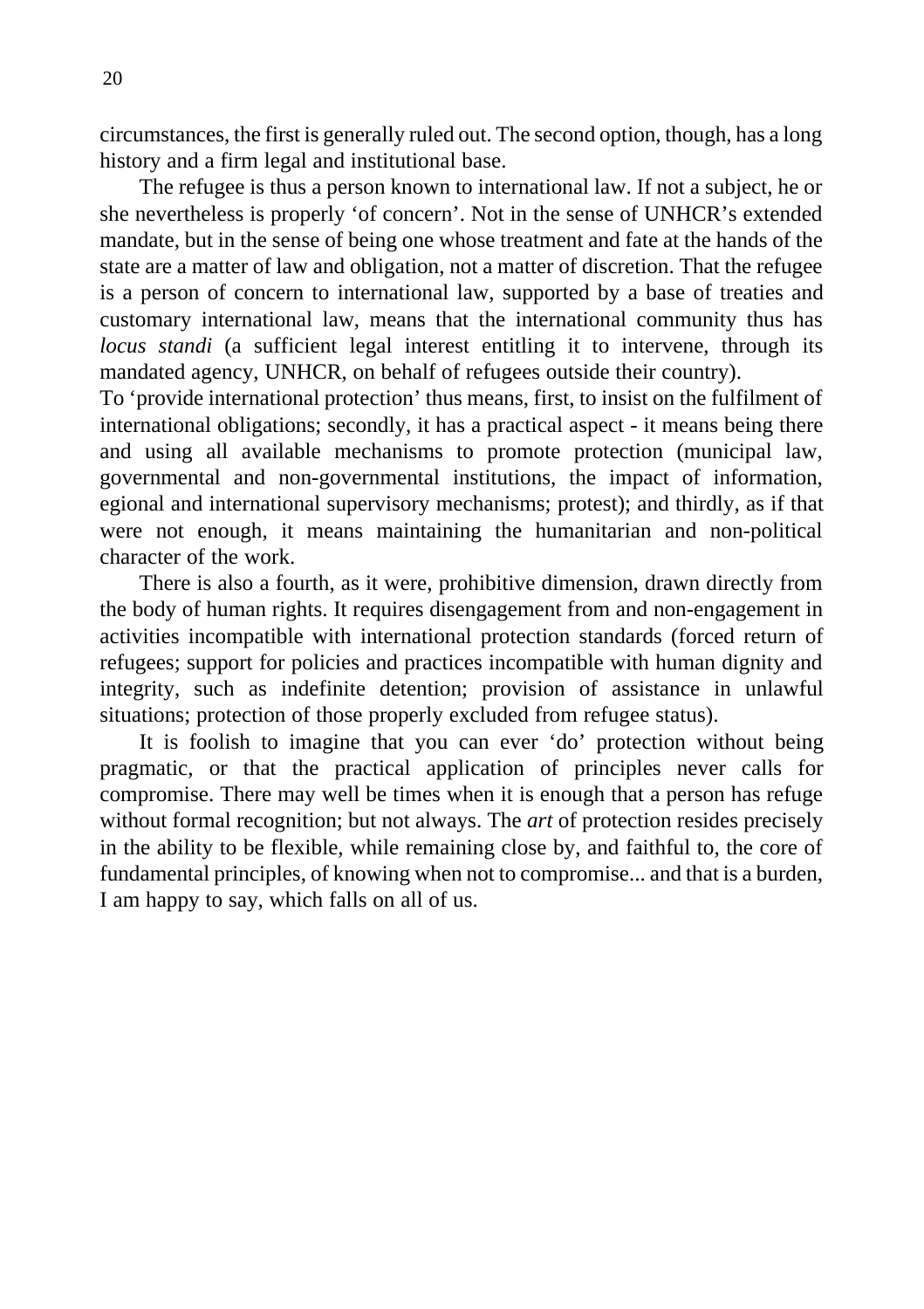circumstances, the first is generally ruled out. The second option, though, has a long history and a firm legal and institutional base.

The refugee is thus a person known to international law. If not a subject, he or she nevertheless is properly ‘of concern’. Not in the sense of UNHCR’s extended mandate, but in the sense of being one whose treatment and fate at the hands of the state are a matter of law and obligation, not a matter of discretion. That the refugee is a person of concern to international law, supported by a base of treaties and customary international law, means that the international community thus has *locus standi* (a sufficient legal interest entitling it to intervene, through its mandated agency, UNHCR, on behalf of refugees outside their country).

To ‘provide international protection’ thus means, first, to insist on the fulfilment of international obligations; secondly, it has a practical aspect - it means being there and using all available mechanisms to promote protection (municipal law, governmental and non-governmental institutions, the impact of information, egional and international supervisory mechanisms; protest); and thirdly, as if that were not enough, it means maintaining the humanitarian and non-political character of the work.

There is also a fourth, as it were, prohibitive dimension, drawn directly from the body of human rights. It requires disengagement from and non-engagement in activities incompatible with international protection standards (forced return of refugees; support for policies and practices incompatible with human dignity and integrity, such as indefinite detention; provision of assistance in unlawful situations; protection of those properly excluded from refugee status).

It is foolish to imagine that you can ever ‘do’ protection without being pragmatic, or that the practical application of principles never calls for compromise. There may well be times when it is enough that a person has refuge without formal recognition; but not always. The *art* of protection resides precisely in the ability to be flexible, while remaining close by, and faithful to, the core of fundamental principles, of knowing when not to compromise... and that is a burden, I am happy to say, which falls on all of us.